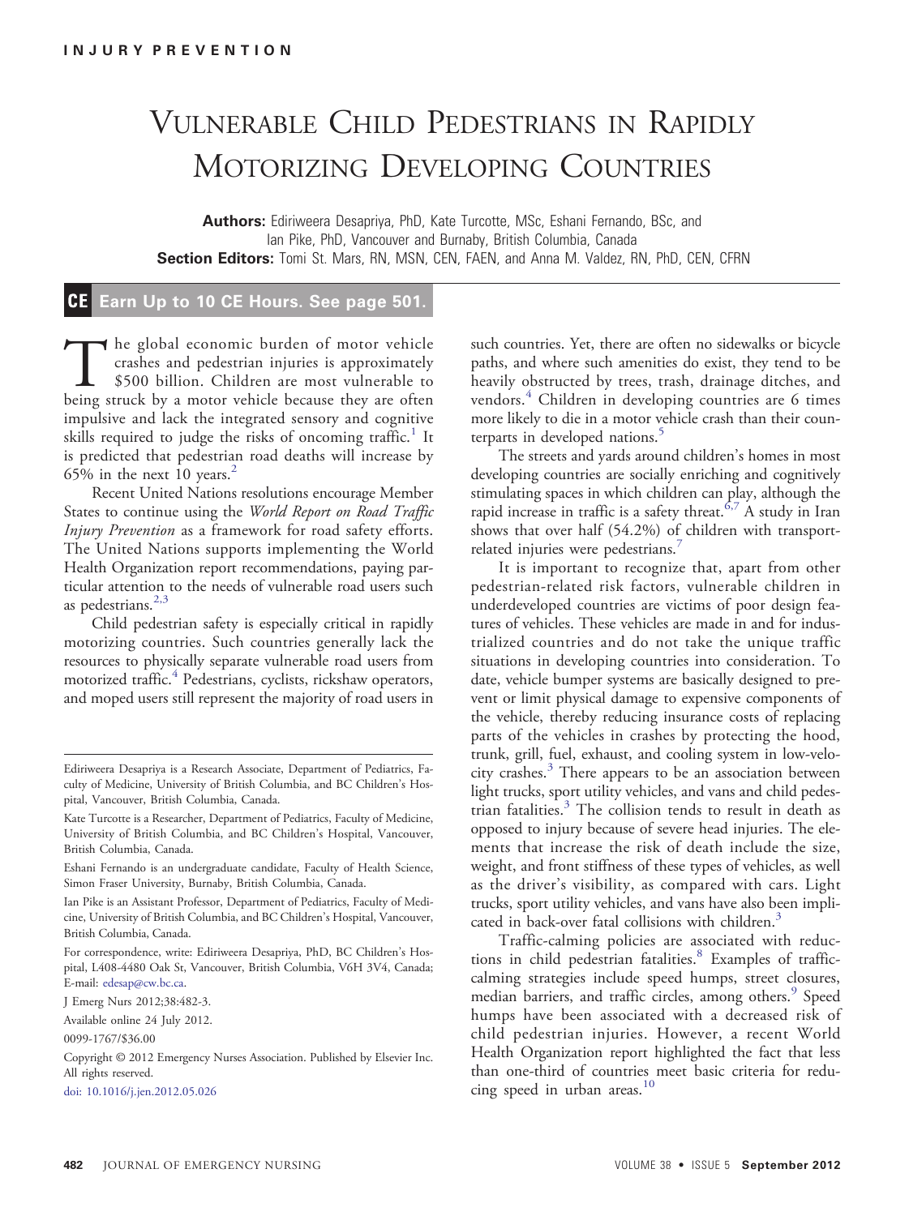INJURY PREVENTION

# Vulnerable Child Pedestrians in Rapidly Motorizing Developing Countries

**Authors:** Ediriweera Desapriya, PhD, Kate Turcotte, MSc, Eshani Fernando, BSc, and Ian Pike, PhD, Vancouver and Burnaby, British Columbia, Canada
**Section Editors:** Tomi St. Mars, RN, MSN, CEN, FAEN, and Anna M. Valdez, RN, PhD, CEN, CFRN

**CE Earn Up to 10 CE Hours. See page 501.**

The global economic burden of motor vehicle crashes and pedestrian injuries is approximately $500 billion. Children are most vulnerable to being struck by a motor vehicle because they are often impulsive and lack the integrated sensory and cognitive skills required to judge the risks of oncoming traffic.[1] It is predicted that pedestrian road deaths will increase by 65% in the next 10 years.[2]

Recent United Nations resolutions encourage Member States to continue using the *World Report on Road Traffic Injury Prevention* as a framework for road safety efforts. The United Nations supports implementing the World Health Organization report recommendations, paying particular attention to the needs of vulnerable road users such as pedestrians.[2,3]

Child pedestrian safety is especially critical in rapidly motorizing countries. Such countries generally lack the resources to physically separate vulnerable road users from motorized traffic.[4] Pedestrians, cyclists, rickshaw operators, and moped users still represent the majority of road users in such countries. Yet, there are often no sidewalks or bicycle paths, and where such amenities do exist, they tend to be heavily obstructed by trees, trash, drainage ditches, and vendors.[4] Children in developing countries are 6 times more likely to die in a motor vehicle crash than their counterparts in developed nations.[5]

The streets and yards around children's homes in most developing countries are socially enriching and cognitively stimulating spaces in which children can play, although the rapid increase in traffic is a safety threat.[6,7] A study in Iran shows that over half (54.2%) of children with transport-related injuries were pedestrians.[7]

It is important to recognize that, apart from other pedestrian-related risk factors, vulnerable children in underdeveloped countries are victims of poor design features of vehicles. These vehicles are made in and for industrialized countries and do not take the unique traffic situations in developing countries into consideration. To date, vehicle bumper systems are basically designed to prevent or limit physical damage to expensive components of the vehicle, thereby reducing insurance costs of replacing parts of the vehicles in crashes by protecting the hood, trunk, grill, fuel, exhaust, and cooling system in low-velocity crashes.[3] There appears to be an association between light trucks, sport utility vehicles, and vans and child pedestrian fatalities.[3] The collision tends to result in death as opposed to injury because of severe head injuries. The elements that increase the risk of death include the size, weight, and front stiffness of these types of vehicles, as well as the driver's visibility, as compared with cars. Light trucks, sport utility vehicles, and vans have also been implicated in back-over fatal collisions with children.[3]

Traffic-calming policies are associated with reductions in child pedestrian fatalities.[8] Examples of traffic-calming strategies include speed humps, street closures, median barriers, and traffic circles, among others.[9] Speed humps have been associated with a decreased risk of child pedestrian injuries. However, a recent World Health Organization report highlighted the fact that less than one-third of countries meet basic criteria for reducing speed in urban areas.[10]

---

Ediriweera Desapriya is a Research Associate, Department of Pediatrics, Faculty of Medicine, University of British Columbia, and BC Children's Hospital, Vancouver, British Columbia, Canada.

Kate Turcotte is a Researcher, Department of Pediatrics, Faculty of Medicine, University of British Columbia, and BC Children's Hospital, Vancouver, British Columbia, Canada.

Eshani Fernando is an undergraduate candidate, Faculty of Health Science, Simon Fraser University, Burnaby, British Columbia, Canada.

Ian Pike is an Assistant Professor, Department of Pediatrics, Faculty of Medicine, University of British Columbia, and BC Children's Hospital, Vancouver, British Columbia, Canada.

For correspondence, write: Ediriweera Desapriya, PhD, BC Children's Hospital, L408-4480 Oak St, Vancouver, British Columbia, V6H 3V4, Canada; E-mail: edesap@cw.bc.ca.

J Emerg Nurs 2012;38:482-3.

Available online 24 July 2012.

0099-1767/$36.00

Copyright © 2012 Emergency Nurses Association. Published by Elsevier Inc. All rights reserved.

doi: 10.1016/j.jen.2012.05.026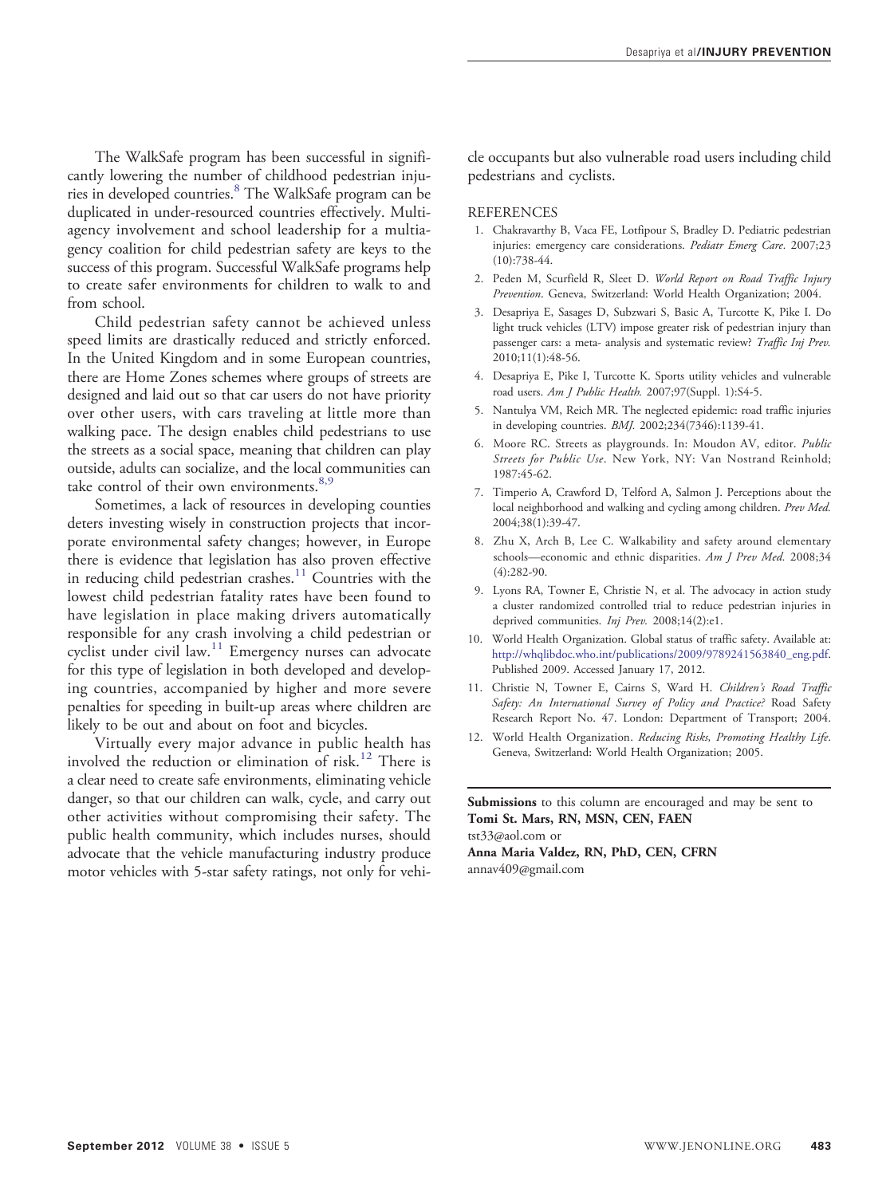The WalkSafe program has been successful in significantly lowering the number of childhood pedestrian injuries in developed countries.[8] The WalkSafe program can be duplicated in under-resourced countries effectively. Multi-agency involvement and school leadership for a multiagency coalition for child pedestrian safety are keys to the success of this program. Successful WalkSafe programs help to create safer environments for children to walk to and from school.

Child pedestrian safety cannot be achieved unless speed limits are drastically reduced and strictly enforced. In the United Kingdom and in some European countries, there are Home Zones schemes where groups of streets are designed and laid out so that car users do not have priority over other users, with cars traveling at little more than walking pace. The design enables child pedestrians to use the streets as a social space, meaning that children can play outside, adults can socialize, and the local communities can take control of their own environments.[8,9]

Sometimes, a lack of resources in developing counties deters investing wisely in construction projects that incorporate environmental safety changes; however, in Europe there is evidence that legislation has also proven effective in reducing child pedestrian crashes.[11] Countries with the lowest child pedestrian fatality rates have been found to have legislation in place making drivers automatically responsible for any crash involving a child pedestrian or cyclist under civil law.[11] Emergency nurses can advocate for this type of legislation in both developed and developing countries, accompanied by higher and more severe penalties for speeding in built-up areas where children are likely to be out and about on foot and bicycles.

Virtually every major advance in public health has involved the reduction or elimination of risk.[12] There is a clear need to create safe environments, eliminating vehicle danger, so that our children can walk, cycle, and carry out other activities without compromising their safety. The public health community, which includes nurses, should advocate that the vehicle manufacturing industry produce motor vehicles with 5-star safety ratings, not only for vehicle occupants but also vulnerable road users including child pedestrians and cyclists.

REFERENCES

1. Chakravarthy B, Vaca FE, Lotfipour S, Bradley D. Pediatric pedestrian injuries: emergency care considerations. *Pediatr Emerg Care.* 2007;23(10):738-44.
2. Peden M, Scurfield R, Sleet D. *World Report on Road Traffic Injury Prevention*. Geneva, Switzerland: World Health Organization; 2004.
3. Desapriya E, Sasages D, Subzwari S, Basic A, Turcotte K, Pike I. Do light truck vehicles (LTV) impose greater risk of pedestrian injury than passenger cars: a meta- analysis and systematic review? *Traffic Inj Prev.* 2010;11(1):48-56.
4. Desapriya E, Pike I, Turcotte K. Sports utility vehicles and vulnerable road users. *Am J Public Health.* 2007;97(Suppl. 1):S4-5.
5. Nantulya VM, Reich MR. The neglected epidemic: road traffic injuries in developing countries. *BMJ.* 2002;234(7346):1139-41.
6. Moore RC. Streets as playgrounds. In: Moudon AV, editor. *Public Streets for Public Use*. New York, NY: Van Nostrand Reinhold; 1987:45-62.
7. Timperio A, Crawford D, Telford A, Salmon J. Perceptions about the local neighborhood and walking and cycling among children. *Prev Med.* 2004;38(1):39-47.
8. Zhu X, Arch B, Lee C. Walkability and safety around elementary schools—economic and ethnic disparities. *Am J Prev Med.* 2008;34(4):282-90.
9. Lyons RA, Towner E, Christie N, et al. The advocacy in action study a cluster randomized controlled trial to reduce pedestrian injuries in deprived communities. *Inj Prev.* 2008;14(2):e1.
10. World Health Organization. Global status of traffic safety. Available at: http://whqlibdoc.who.int/publications/2009/9789241563840_eng.pdf. Published 2009. Accessed January 17, 2012.
11. Christie N, Towner E, Cairns S, Ward H. *Children's Road Traffic Safety: An International Survey of Policy and Practice?* Road Safety Research Report No. 47. London: Department of Transport; 2004.
12. World Health Organization. *Reducing Risks, Promoting Healthy Life*. Geneva, Switzerland: World Health Organization; 2005.

**Submissions** to this column are encouraged and may be sent to
**Tomi St. Mars, RN, MSN, CEN, FAEN**
tst33@aol.com or
**Anna Maria Valdez, RN, PhD, CEN, CFRN**
annav409@gmail.com